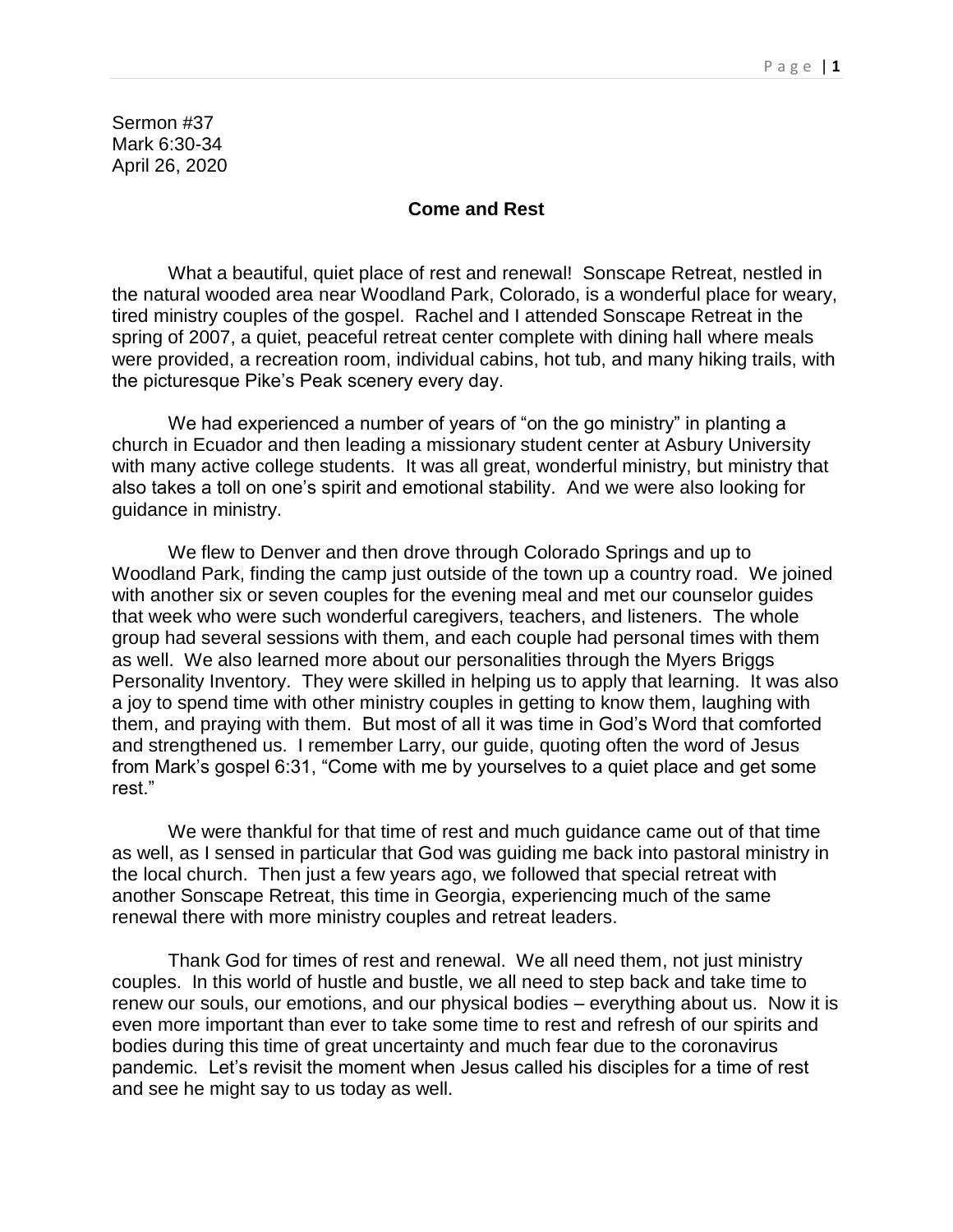Sermon #37
Mark 6:30-34
April 26, 2020

## Come and Rest

What a beautiful, quiet place of rest and renewal! Sonscape Retreat, nestled in the natural wooded area near Woodland Park, Colorado, is a wonderful place for weary, tired ministry couples of the gospel. Rachel and I attended Sonscape Retreat in the spring of 2007, a quiet, peaceful retreat center complete with dining hall where meals were provided, a recreation room, individual cabins, hot tub, and many hiking trails, with the picturesque Pike's Peak scenery every day.

We had experienced a number of years of "on the go ministry" in planting a church in Ecuador and then leading a missionary student center at Asbury University with many active college students. It was all great, wonderful ministry, but ministry that also takes a toll on one's spirit and emotional stability. And we were also looking for guidance in ministry.

We flew to Denver and then drove through Colorado Springs and up to Woodland Park, finding the camp just outside of the town up a country road. We joined with another six or seven couples for the evening meal and met our counselor guides that week who were such wonderful caregivers, teachers, and listeners. The whole group had several sessions with them, and each couple had personal times with them as well. We also learned more about our personalities through the Myers Briggs Personality Inventory. They were skilled in helping us to apply that learning. It was also a joy to spend time with other ministry couples in getting to know them, laughing with them, and praying with them. But most of all it was time in God's Word that comforted and strengthened us. I remember Larry, our guide, quoting often the word of Jesus from Mark's gospel 6:31, "Come with me by yourselves to a quiet place and get some rest."

We were thankful for that time of rest and much guidance came out of that time as well, as I sensed in particular that God was guiding me back into pastoral ministry in the local church. Then just a few years ago, we followed that special retreat with another Sonscape Retreat, this time in Georgia, experiencing much of the same renewal there with more ministry couples and retreat leaders.

Thank God for times of rest and renewal. We all need them, not just ministry couples. In this world of hustle and bustle, we all need to step back and take time to renew our souls, our emotions, and our physical bodies – everything about us. Now it is even more important than ever to take some time to rest and refresh of our spirits and bodies during this time of great uncertainty and much fear due to the coronavirus pandemic. Let's revisit the moment when Jesus called his disciples for a time of rest and see he might say to us today as well.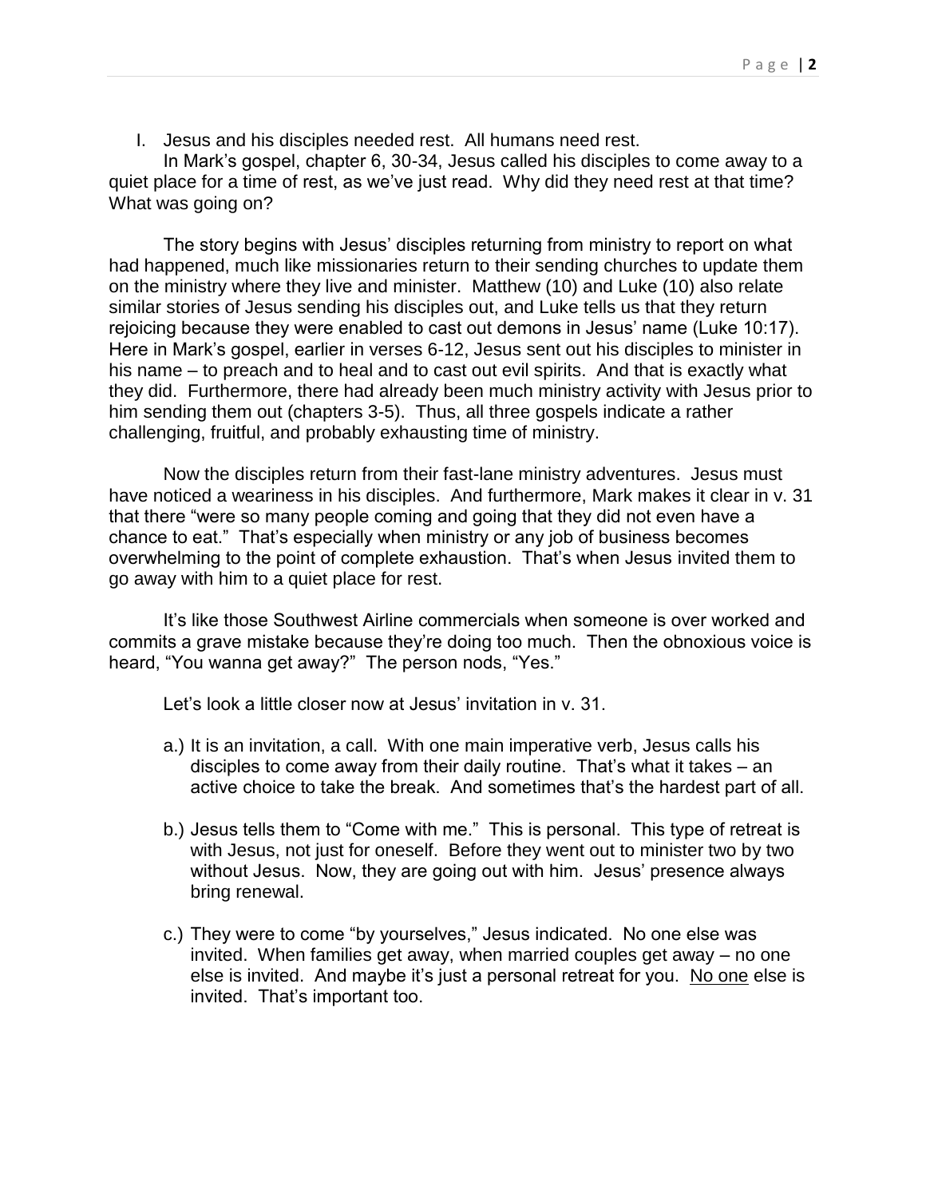I. Jesus and his disciples needed rest. All humans need rest.

In Mark's gospel, chapter 6, 30-34, Jesus called his disciples to come away to a quiet place for a time of rest, as we've just read. Why did they need rest at that time? What was going on?

The story begins with Jesus' disciples returning from ministry to report on what had happened, much like missionaries return to their sending churches to update them on the ministry where they live and minister. Matthew (10) and Luke (10) also relate similar stories of Jesus sending his disciples out, and Luke tells us that they return rejoicing because they were enabled to cast out demons in Jesus' name (Luke 10:17). Here in Mark's gospel, earlier in verses 6-12, Jesus sent out his disciples to minister in his name – to preach and to heal and to cast out evil spirits. And that is exactly what they did. Furthermore, there had already been much ministry activity with Jesus prior to him sending them out (chapters 3-5). Thus, all three gospels indicate a rather challenging, fruitful, and probably exhausting time of ministry.

Now the disciples return from their fast-lane ministry adventures. Jesus must have noticed a weariness in his disciples. And furthermore, Mark makes it clear in v. 31 that there "were so many people coming and going that they did not even have a chance to eat." That's especially when ministry or any job of business becomes overwhelming to the point of complete exhaustion. That's when Jesus invited them to go away with him to a quiet place for rest.

It's like those Southwest Airline commercials when someone is over worked and commits a grave mistake because they're doing too much. Then the obnoxious voice is heard, "You wanna get away?" The person nods, "Yes."

Let's look a little closer now at Jesus' invitation in v. 31.

a.) It is an invitation, a call. With one main imperative verb, Jesus calls his disciples to come away from their daily routine. That's what it takes – an active choice to take the break. And sometimes that's the hardest part of all.

b.) Jesus tells them to "Come with me." This is personal. This type of retreat is with Jesus, not just for oneself. Before they went out to minister two by two without Jesus. Now, they are going out with him. Jesus' presence always bring renewal.

c.) They were to come "by yourselves," Jesus indicated. No one else was invited. When families get away, when married couples get away – no one else is invited. And maybe it's just a personal retreat for you. <u>No one</u> else is invited. That's important too.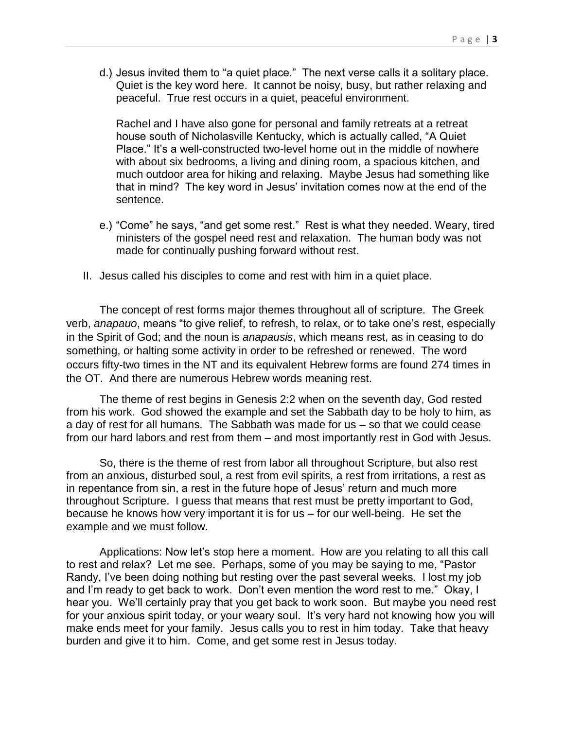d.) Jesus invited them to "a quiet place." The next verse calls it a solitary place. Quiet is the key word here. It cannot be noisy, busy, but rather relaxing and peaceful. True rest occurs in a quiet, peaceful environment.

Rachel and I have also gone for personal and family retreats at a retreat house south of Nicholasville Kentucky, which is actually called, "A Quiet Place." It's a well-constructed two-level home out in the middle of nowhere with about six bedrooms, a living and dining room, a spacious kitchen, and much outdoor area for hiking and relaxing. Maybe Jesus had something like that in mind? The key word in Jesus' invitation comes now at the end of the sentence.

e.) "Come" he says, "and get some rest." Rest is what they needed. Weary, tired ministers of the gospel need rest and relaxation. The human body was not made for continually pushing forward without rest.

II. Jesus called his disciples to come and rest with him in a quiet place.

The concept of rest forms major themes throughout all of scripture. The Greek verb, *anapauo*, means "to give relief, to refresh, to relax, or to take one's rest, especially in the Spirit of God; and the noun is *anapausis*, which means rest, as in ceasing to do something, or halting some activity in order to be refreshed or renewed. The word occurs fifty-two times in the NT and its equivalent Hebrew forms are found 274 times in the OT. And there are numerous Hebrew words meaning rest.

The theme of rest begins in Genesis 2:2 when on the seventh day, God rested from his work. God showed the example and set the Sabbath day to be holy to him, as a day of rest for all humans. The Sabbath was made for us – so that we could cease from our hard labors and rest from them – and most importantly rest in God with Jesus.

So, there is the theme of rest from labor all throughout Scripture, but also rest from an anxious, disturbed soul, a rest from evil spirits, a rest from irritations, a rest as in repentance from sin, a rest in the future hope of Jesus' return and much more throughout Scripture. I guess that means that rest must be pretty important to God, because he knows how very important it is for us – for our well-being. He set the example and we must follow.

Applications: Now let's stop here a moment. How are you relating to all this call to rest and relax? Let me see. Perhaps, some of you may be saying to me, "Pastor Randy, I've been doing nothing but resting over the past several weeks. I lost my job and I'm ready to get back to work. Don't even mention the word rest to me." Okay, I hear you. We'll certainly pray that you get back to work soon. But maybe you need rest for your anxious spirit today, or your weary soul. It's very hard not knowing how you will make ends meet for your family. Jesus calls you to rest in him today. Take that heavy burden and give it to him. Come, and get some rest in Jesus today.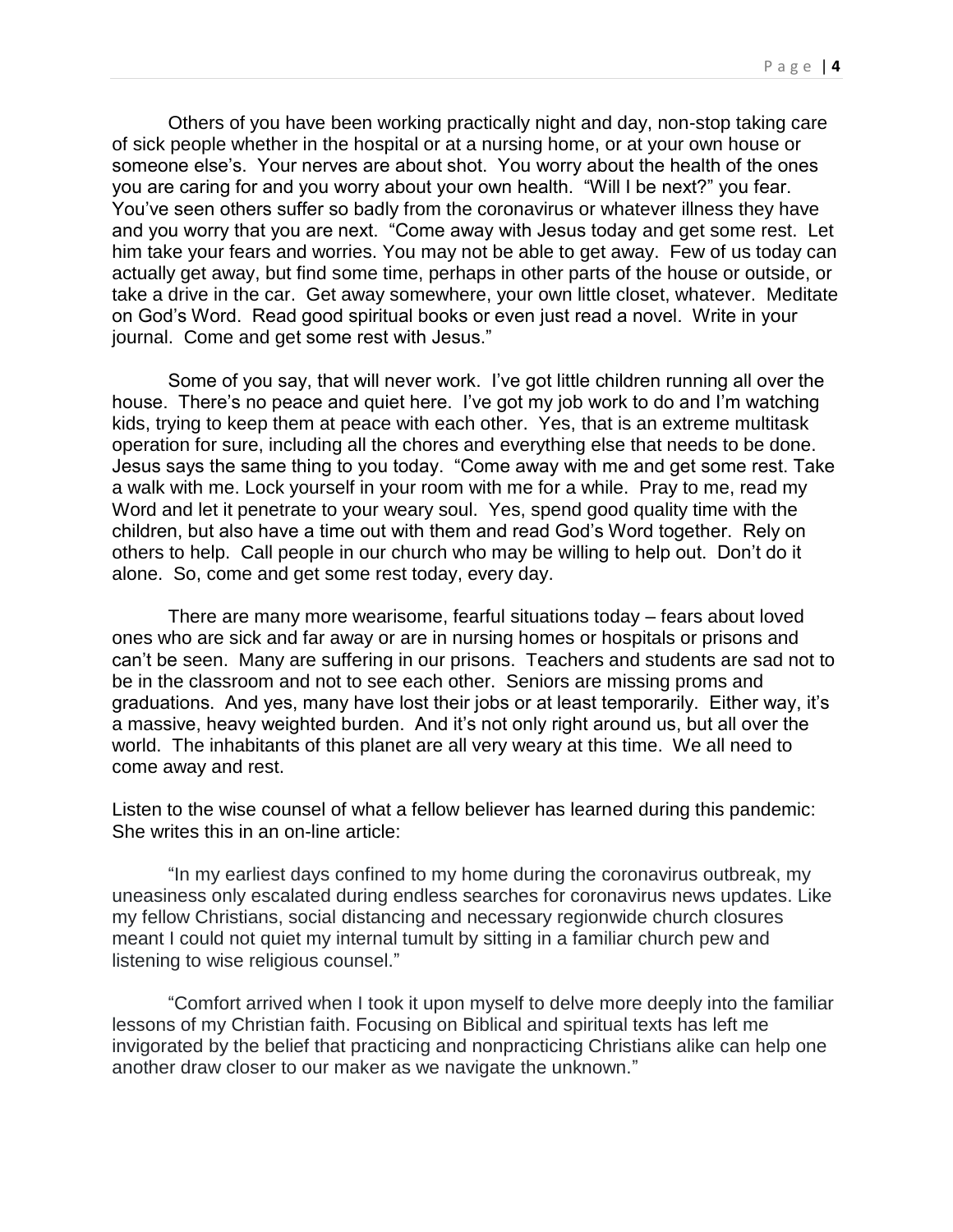Others of you have been working practically night and day, non-stop taking care of sick people whether in the hospital or at a nursing home, or at your own house or someone else's. Your nerves are about shot. You worry about the health of the ones you are caring for and you worry about your own health. "Will I be next?" you fear. You've seen others suffer so badly from the coronavirus or whatever illness they have and you worry that you are next. "Come away with Jesus today and get some rest. Let him take your fears and worries. You may not be able to get away. Few of us today can actually get away, but find some time, perhaps in other parts of the house or outside, or take a drive in the car. Get away somewhere, your own little closet, whatever. Meditate on God's Word. Read good spiritual books or even just read a novel. Write in your journal. Come and get some rest with Jesus."

Some of you say, that will never work. I've got little children running all over the house. There's no peace and quiet here. I've got my job work to do and I'm watching kids, trying to keep them at peace with each other. Yes, that is an extreme multitask operation for sure, including all the chores and everything else that needs to be done. Jesus says the same thing to you today. "Come away with me and get some rest. Take a walk with me. Lock yourself in your room with me for a while. Pray to me, read my Word and let it penetrate to your weary soul. Yes, spend good quality time with the children, but also have a time out with them and read God's Word together. Rely on others to help. Call people in our church who may be willing to help out. Don't do it alone. So, come and get some rest today, every day.

There are many more wearisome, fearful situations today – fears about loved ones who are sick and far away or are in nursing homes or hospitals or prisons and can't be seen. Many are suffering in our prisons. Teachers and students are sad not to be in the classroom and not to see each other. Seniors are missing proms and graduations. And yes, many have lost their jobs or at least temporarily. Either way, it's a massive, heavy weighted burden. And it's not only right around us, but all over the world. The inhabitants of this planet are all very weary at this time. We all need to come away and rest.

Listen to the wise counsel of what a fellow believer has learned during this pandemic: She writes this in an on-line article:

"In my earliest days confined to my home during the coronavirus outbreak, my uneasiness only escalated during endless searches for coronavirus news updates. Like my fellow Christians, social distancing and necessary regionwide church closures meant I could not quiet my internal tumult by sitting in a familiar church pew and listening to wise religious counsel."

"Comfort arrived when I took it upon myself to delve more deeply into the familiar lessons of my Christian faith. Focusing on Biblical and spiritual texts has left me invigorated by the belief that practicing and nonpracticing Christians alike can help one another draw closer to our maker as we navigate the unknown."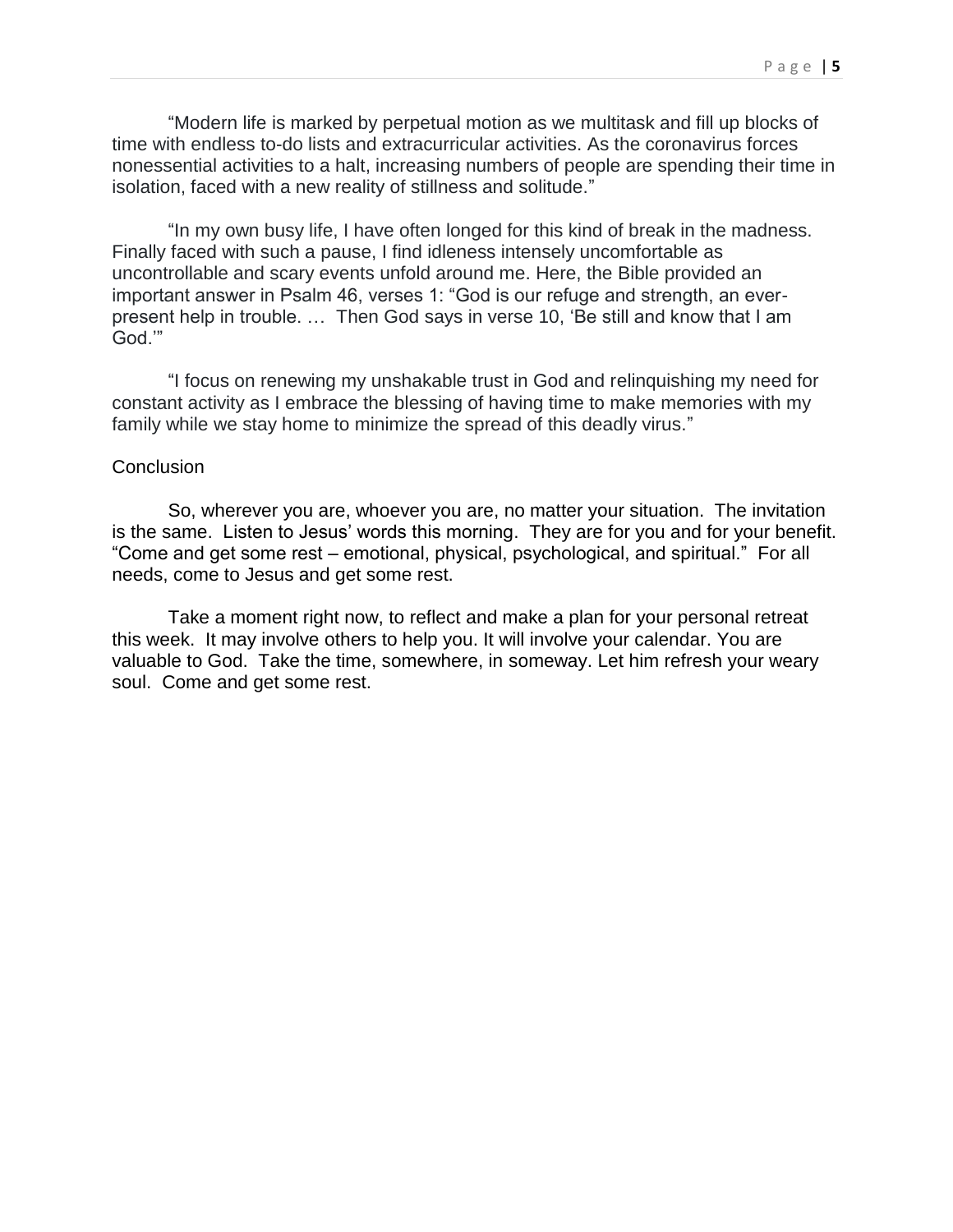"Modern life is marked by perpetual motion as we multitask and fill up blocks of time with endless to-do lists and extracurricular activities. As the coronavirus forces nonessential activities to a halt, increasing numbers of people are spending their time in isolation, faced with a new reality of stillness and solitude."

"In my own busy life, I have often longed for this kind of break in the madness. Finally faced with such a pause, I find idleness intensely uncomfortable as uncontrollable and scary events unfold around me. Here, the Bible provided an important answer in Psalm 46, verses 1: "God is our refuge and strength, an ever-present help in trouble. … Then God says in verse 10, 'Be still and know that I am God.'"

"I focus on renewing my unshakable trust in God and relinquishing my need for constant activity as I embrace the blessing of having time to make memories with my family while we stay home to minimize the spread of this deadly virus."

Conclusion

So, wherever you are, whoever you are, no matter your situation. The invitation is the same. Listen to Jesus' words this morning. They are for you and for your benefit. "Come and get some rest – emotional, physical, psychological, and spiritual." For all needs, come to Jesus and get some rest.

Take a moment right now, to reflect and make a plan for your personal retreat this week. It may involve others to help you. It will involve your calendar. You are valuable to God. Take the time, somewhere, in someway. Let him refresh your weary soul. Come and get some rest.